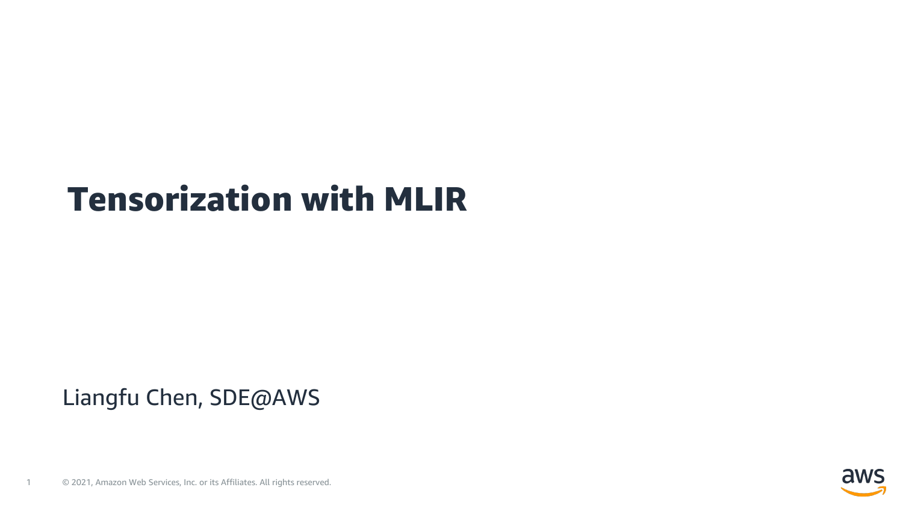# Tensorization with MLIR

Liangfu Chen, SDE@AWS

© 2021, Amazon Web Services, Inc. or its Affiliates. All rights reserved.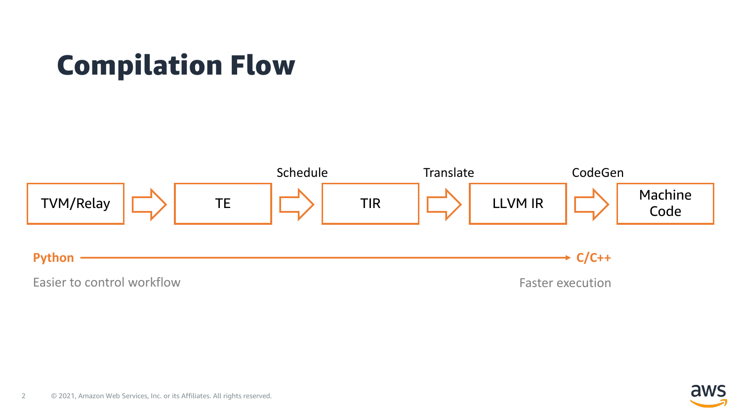# Compilation Flow

TVM/Relay → TE → (Schedule) → TIR → (Translate) → LLVM IR → (CodeGen) → Machine Code

**Python** ————————————————→ **C/C++**

Easier to control workflow | Faster execution

© 2021, Amazon Web Services, Inc. or its Affiliates. All rights reserved.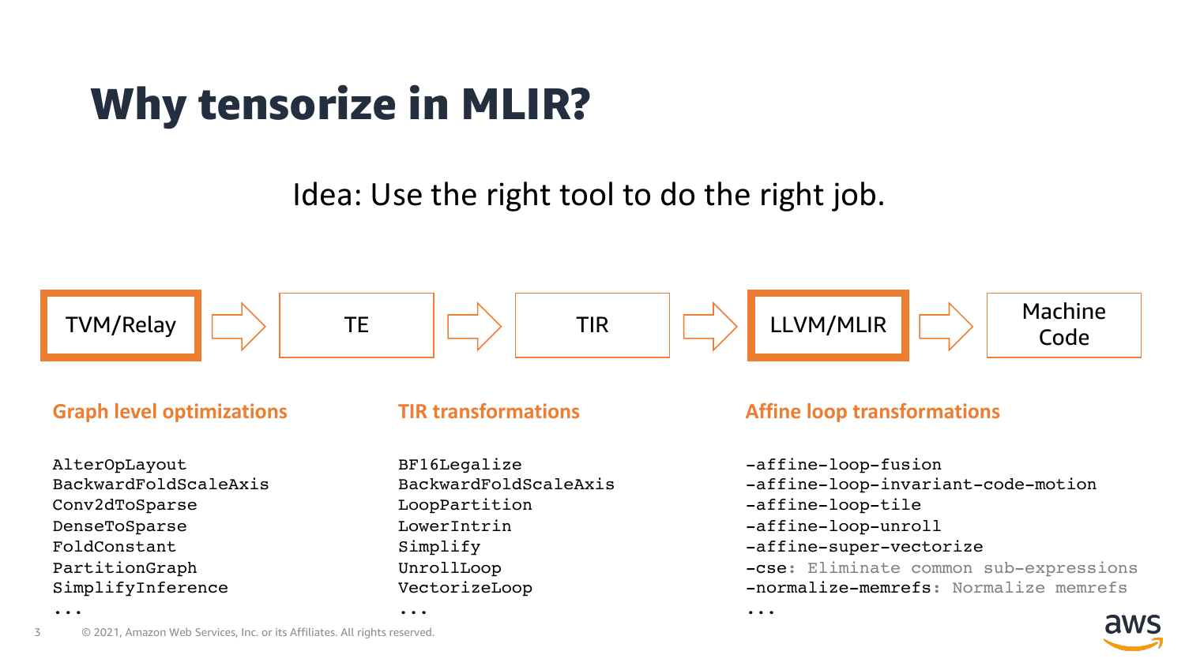# Why tensorize in MLIR?

Idea: Use the right tool to do the right job.

TVM/Relay → TE → TIR → LLVM/MLIR → Machine Code

**Graph level optimizations**

```
AlterOpLayout
BackwardFoldScaleAxis
Conv2dToSparse
DenseToSparse
FoldConstant
PartitionGraph
SimplifyInference
...
```

**TIR transformations**

```
BF16Legalize
BackwardFoldScaleAxis
LoopPartition
LowerIntrin
Simplify
UnrollLoop
VectorizeLoop
...
```

**Affine loop transformations**

```
-affine-loop-fusion
-affine-loop-invariant-code-motion
-affine-loop-tile
-affine-loop-unroll
-affine-super-vectorize
-cse: Eliminate common sub-expressions
-normalize-memrefs: Normalize memrefs
...
```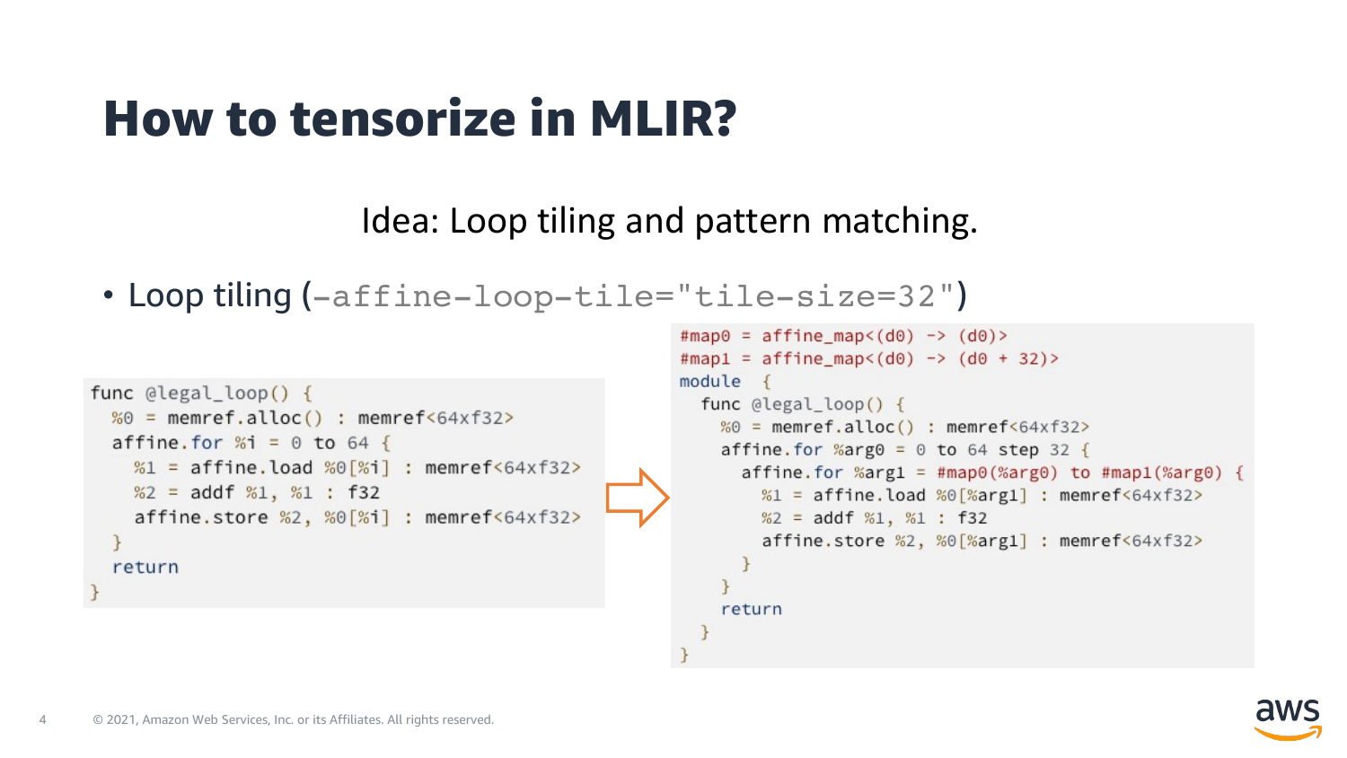# How to tensorize in MLIR?

Idea: Loop tiling and pattern matching.

- Loop tiling (`-affine-loop-tile="tile-size=32"`)

```
func @legal_loop() {
  %0 = memref.alloc() : memref<64xf32>
  affine.for %i = 0 to 64 {
    %1 = affine.load %0[%i] : memref<64xf32>
    %2 = addf %1, %1 : f32
    affine.store %2, %0[%i] : memref<64xf32>
  }
  return
}
```

⇨

```
#map0 = affine_map<(d0) -> (d0)>
#map1 = affine_map<(d0) -> (d0 + 32)>
module  {
  func @legal_loop() {
    %0 = memref.alloc() : memref<64xf32>
    affine.for %arg0 = 0 to 64 step 32 {
      affine.for %arg1 = #map0(%arg0) to #map1(%arg0) {
        %1 = affine.load %0[%arg1] : memref<64xf32>
        %2 = addf %1, %1 : f32
        affine.store %2, %0[%arg1] : memref<64xf32>
      }
    }
    return
  }
}
```

© 2021, Amazon Web Services, Inc. or its Affiliates. All rights reserved.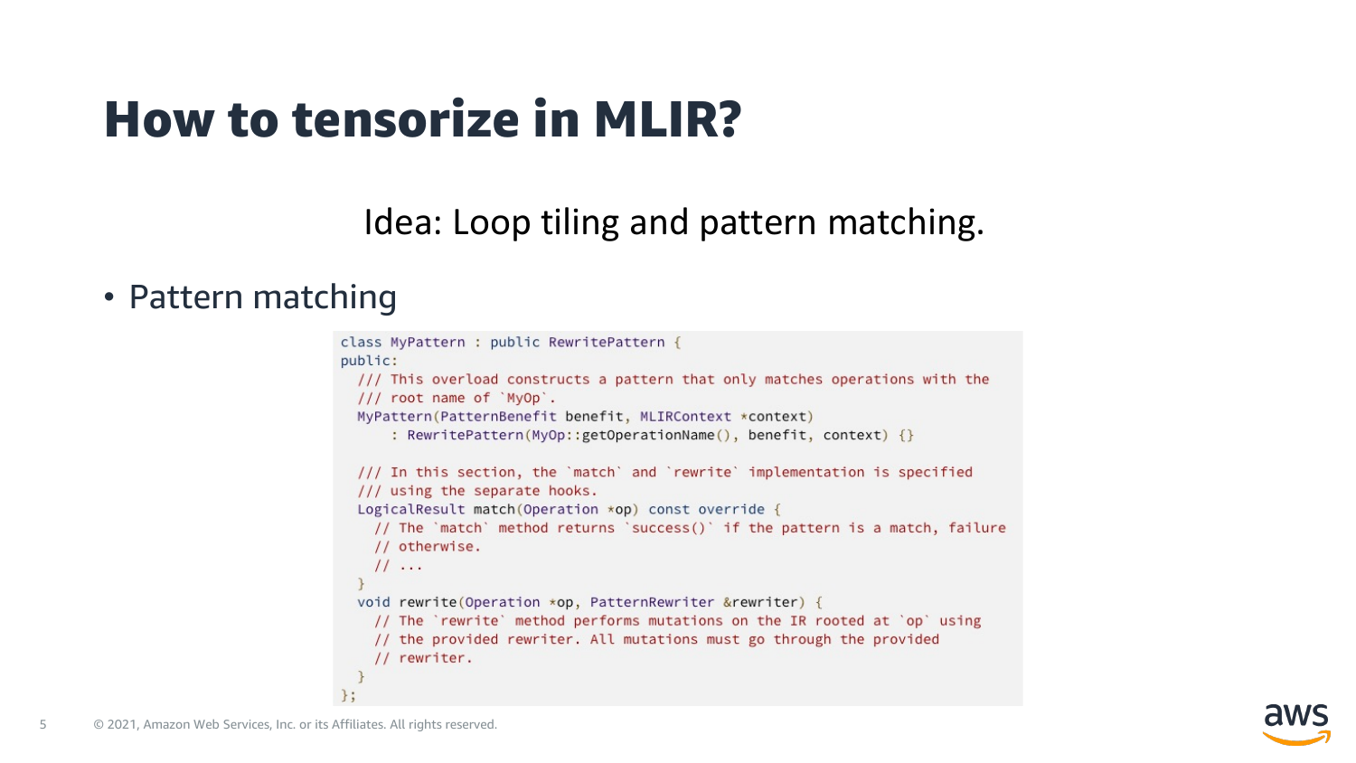# How to tensorize in MLIR?

Idea: Loop tiling and pattern matching.

- Pattern matching

```cpp
class MyPattern : public RewritePattern {
public:
  /// This overload constructs a pattern that only matches operations with the
  /// root name of `MyOp`.
  MyPattern(PatternBenefit benefit, MLIRContext *context)
      : RewritePattern(MyOp::getOperationName(), benefit, context) {}

  /// In this section, the `match` and `rewrite` implementation is specified
  /// using the separate hooks.
  LogicalResult match(Operation *op) const override {
    // The `match` method returns `success()` if the pattern is a match, failure
    // otherwise.
    // ...
  }
  void rewrite(Operation *op, PatternRewriter &rewriter) {
    // The `rewrite` method performs mutations on the IR rooted at `op` using
    // the provided rewriter. All mutations must go through the provided
    // rewriter.
  }
};
```

© 2021, Amazon Web Services, Inc. or its Affiliates. All rights reserved.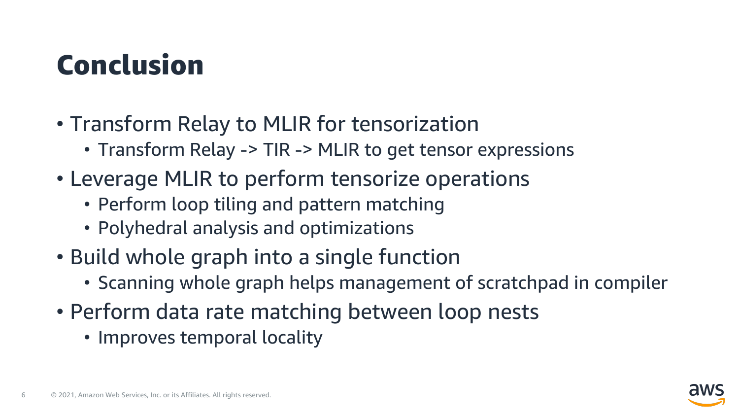# Conclusion

- Transform Relay to MLIR for tensorization
  - Transform Relay -> TIR -> MLIR to get tensor expressions
- Leverage MLIR to perform tensorize operations
  - Perform loop tiling and pattern matching
  - Polyhedral analysis and optimizations
- Build whole graph into a single function
  - Scanning whole graph helps management of scratchpad in compiler
- Perform data rate matching between loop nests
  - Improves temporal locality